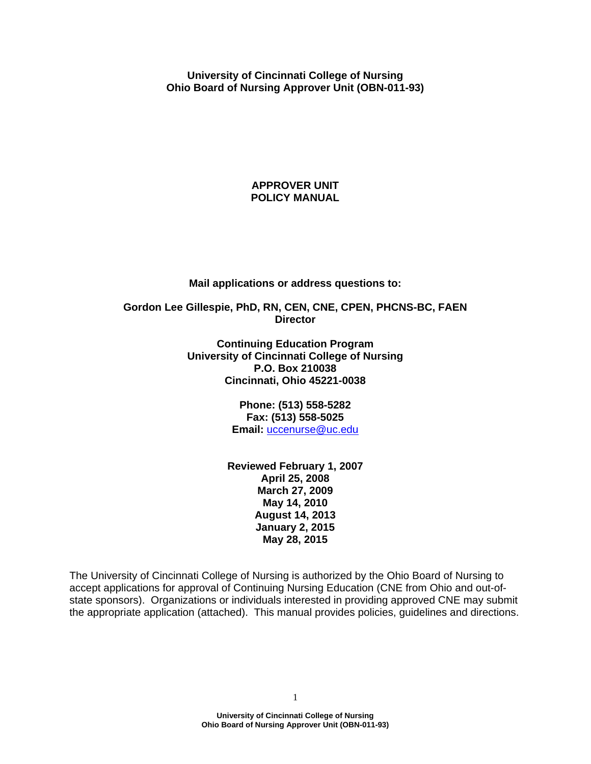**University of Cincinnati College of Nursing**
**Ohio Board of Nursing Approver Unit (OBN-011-93)**

# APPROVER UNIT POLICY MANUAL

**Mail applications or address questions to:**

**Gordon Lee Gillespie, PhD, RN, CEN, CNE, CPEN, PHCNS-BC, FAEN**
**Director**

**Continuing Education Program**
**University of Cincinnati College of Nursing**
**P.O. Box 210038**
**Cincinnati, Ohio 45221-0038**

**Phone: (513) 558-5282**
**Fax: (513) 558-5025**
**Email:** uccenurse@uc.edu

**Reviewed February 1, 2007**
**April 25, 2008**
**March 27, 2009**
**May 14, 2010**
**August 14, 2013**
**January 2, 2015**
**May 28, 2015**

The University of Cincinnati College of Nursing is authorized by the Ohio Board of Nursing to accept applications for approval of Continuing Nursing Education (CNE from Ohio and out-of-state sponsors). Organizations or individuals interested in providing approved CNE may submit the appropriate application (attached). This manual provides policies, guidelines and directions.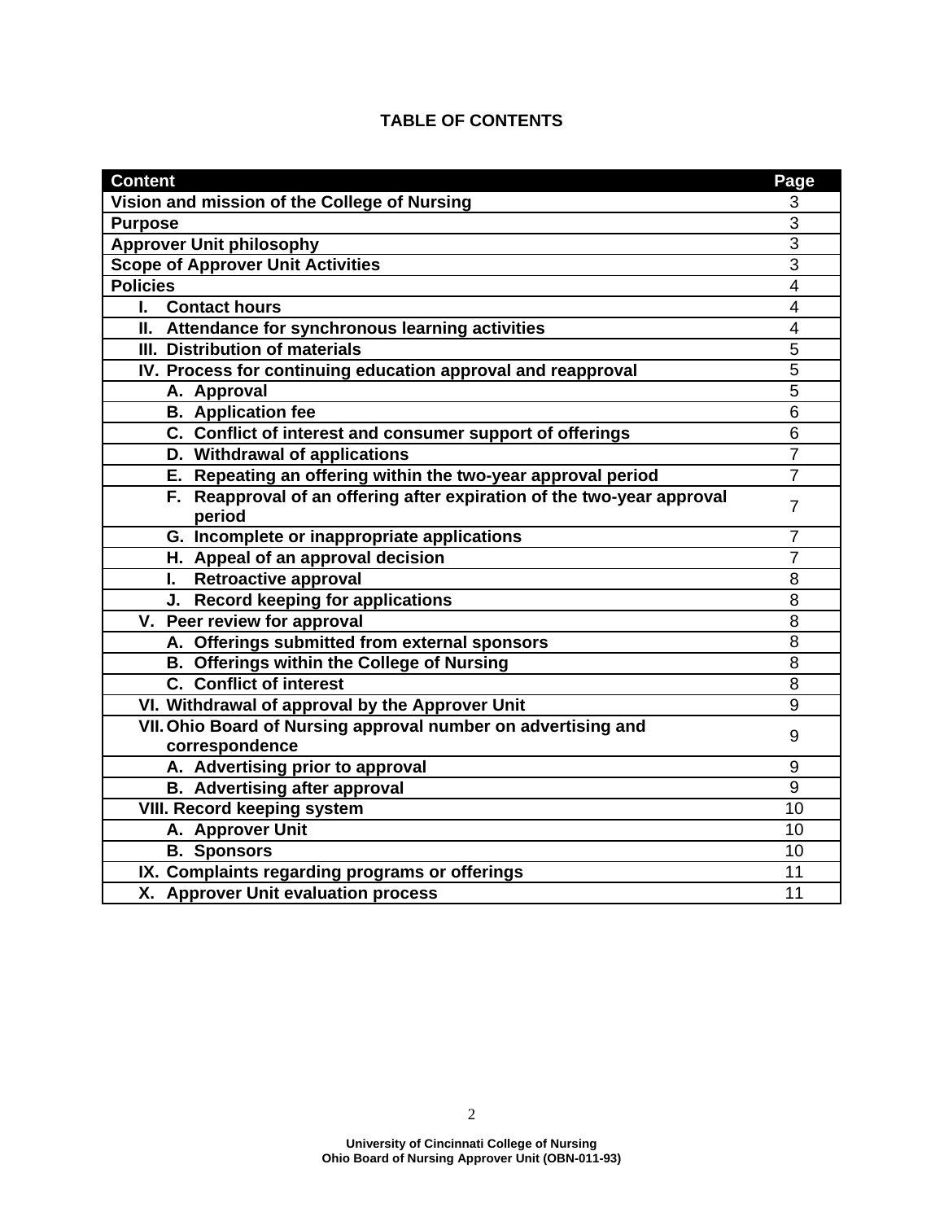**TABLE OF CONTENTS**

| Content | Page |
|---|---|
| **Vision and mission of the College of Nursing** | 3 |
| **Purpose** | 3 |
| **Approver Unit philosophy** | 3 |
| **Scope of Approver Unit Activities** | 3 |
| **Policies** | 4 |
| **I. Contact hours** | 4 |
| **II. Attendance for synchronous learning activities** | 4 |
| **III. Distribution of materials** | 5 |
| **IV. Process for continuing education approval and reapproval** | 5 |
| **A. Approval** | 5 |
| **B. Application fee** | 6 |
| **C. Conflict of interest and consumer support of offerings** | 6 |
| **D. Withdrawal of applications** | 7 |
| **E. Repeating an offering within the two-year approval period** | 7 |
| **F. Reapproval of an offering after expiration of the two-year approval period** | 7 |
| **G. Incomplete or inappropriate applications** | 7 |
| **H. Appeal of an approval decision** | 7 |
| **I. Retroactive approval** | 8 |
| **J. Record keeping for applications** | 8 |
| **V. Peer review for approval** | 8 |
| **A. Offerings submitted from external sponsors** | 8 |
| **B. Offerings within the College of Nursing** | 8 |
| **C. Conflict of interest** | 8 |
| **VI. Withdrawal of approval by the Approver Unit** | 9 |
| **VII. Ohio Board of Nursing approval number on advertising and correspondence** | 9 |
| **A. Advertising prior to approval** | 9 |
| **B. Advertising after approval** | 9 |
| **VIII. Record keeping system** | 10 |
| **A. Approver Unit** | 10 |
| **B. Sponsors** | 10 |
| **IX. Complaints regarding programs or offerings** | 11 |
| **X. Approver Unit evaluation process** | 11 |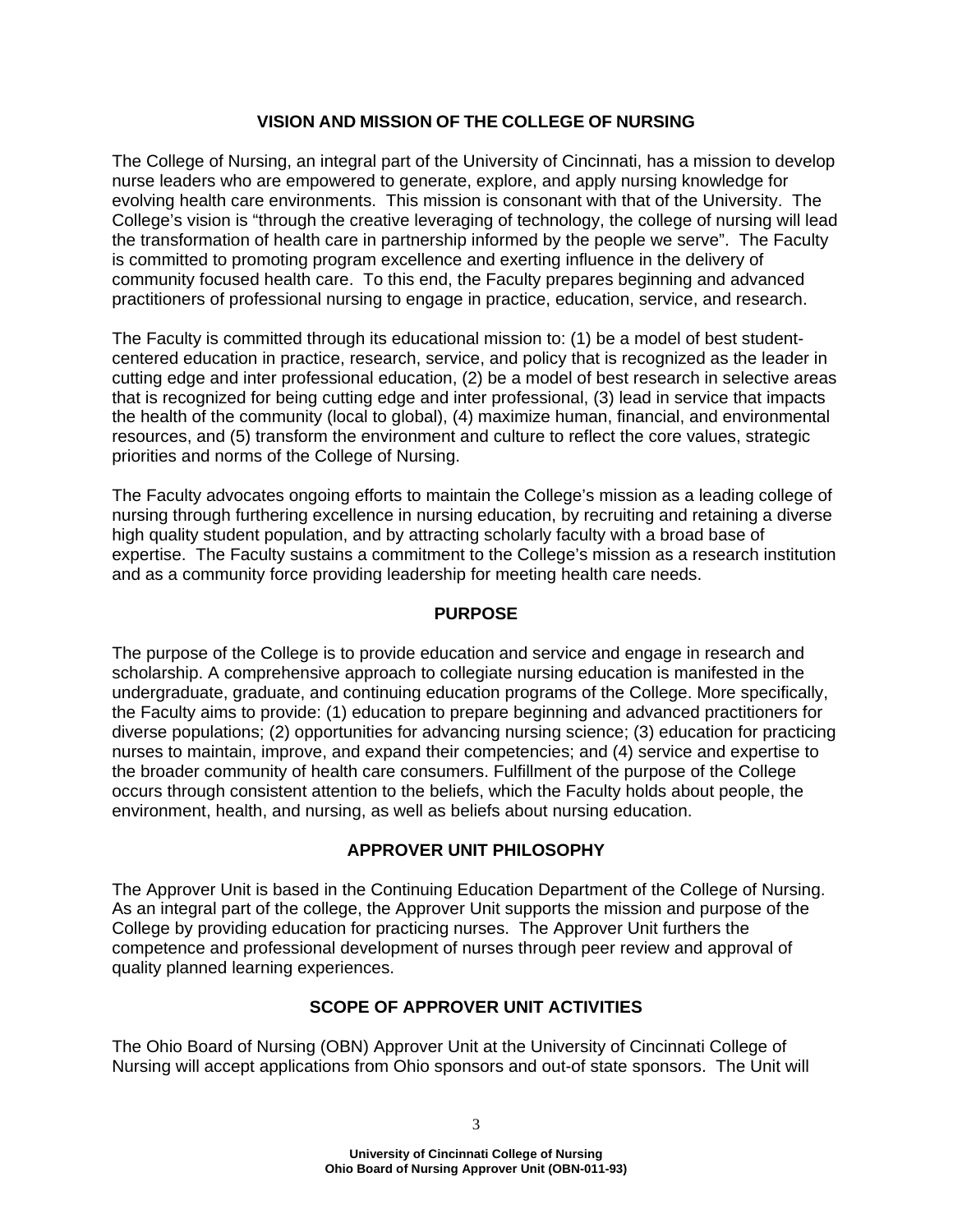## VISION AND MISSION OF THE COLLEGE OF NURSING

The College of Nursing, an integral part of the University of Cincinnati, has a mission to develop nurse leaders who are empowered to generate, explore, and apply nursing knowledge for evolving health care environments. This mission is consonant with that of the University. The College's vision is "through the creative leveraging of technology, the college of nursing will lead the transformation of health care in partnership informed by the people we serve". The Faculty is committed to promoting program excellence and exerting influence in the delivery of community focused health care. To this end, the Faculty prepares beginning and advanced practitioners of professional nursing to engage in practice, education, service, and research.

The Faculty is committed through its educational mission to: (1) be a model of best student-centered education in practice, research, service, and policy that is recognized as the leader in cutting edge and inter professional education, (2) be a model of best research in selective areas that is recognized for being cutting edge and inter professional, (3) lead in service that impacts the health of the community (local to global), (4) maximize human, financial, and environmental resources, and (5) transform the environment and culture to reflect the core values, strategic priorities and norms of the College of Nursing.

The Faculty advocates ongoing efforts to maintain the College's mission as a leading college of nursing through furthering excellence in nursing education, by recruiting and retaining a diverse high quality student population, and by attracting scholarly faculty with a broad base of expertise. The Faculty sustains a commitment to the College's mission as a research institution and as a community force providing leadership for meeting health care needs.

## PURPOSE

The purpose of the College is to provide education and service and engage in research and scholarship. A comprehensive approach to collegiate nursing education is manifested in the undergraduate, graduate, and continuing education programs of the College. More specifically, the Faculty aims to provide: (1) education to prepare beginning and advanced practitioners for diverse populations; (2) opportunities for advancing nursing science; (3) education for practicing nurses to maintain, improve, and expand their competencies; and (4) service and expertise to the broader community of health care consumers. Fulfillment of the purpose of the College occurs through consistent attention to the beliefs, which the Faculty holds about people, the environment, health, and nursing, as well as beliefs about nursing education.

## APPROVER UNIT PHILOSOPHY

The Approver Unit is based in the Continuing Education Department of the College of Nursing. As an integral part of the college, the Approver Unit supports the mission and purpose of the College by providing education for practicing nurses. The Approver Unit furthers the competence and professional development of nurses through peer review and approval of quality planned learning experiences.

## SCOPE OF APPROVER UNIT ACTIVITIES

The Ohio Board of Nursing (OBN) Approver Unit at the University of Cincinnati College of Nursing will accept applications from Ohio sponsors and out-of state sponsors. The Unit will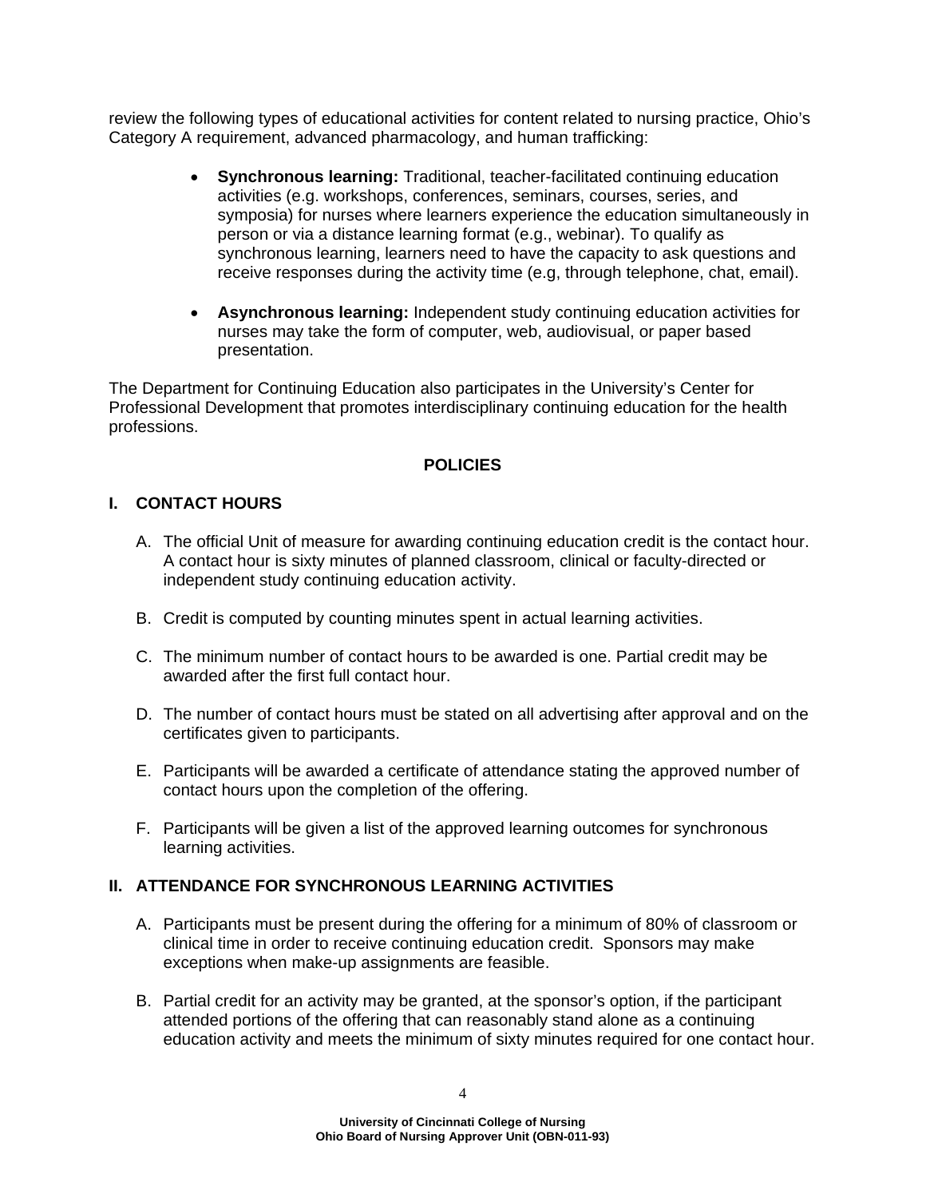review the following types of educational activities for content related to nursing practice, Ohio's Category A requirement, advanced pharmacology, and human trafficking:

- **Synchronous learning:** Traditional, teacher-facilitated continuing education activities (e.g. workshops, conferences, seminars, courses, series, and symposia) for nurses where learners experience the education simultaneously in person or via a distance learning format (e.g., webinar). To qualify as synchronous learning, learners need to have the capacity to ask questions and receive responses during the activity time (e.g, through telephone, chat, email).

- **Asynchronous learning:** Independent study continuing education activities for nurses may take the form of computer, web, audiovisual, or paper based presentation.

The Department for Continuing Education also participates in the University's Center for Professional Development that promotes interdisciplinary continuing education for the health professions.

## POLICIES

### I. CONTACT HOURS

A. The official Unit of measure for awarding continuing education credit is the contact hour. A contact hour is sixty minutes of planned classroom, clinical or faculty-directed or independent study continuing education activity.

B. Credit is computed by counting minutes spent in actual learning activities.

C. The minimum number of contact hours to be awarded is one. Partial credit may be awarded after the first full contact hour.

D. The number of contact hours must be stated on all advertising after approval and on the certificates given to participants.

E. Participants will be awarded a certificate of attendance stating the approved number of contact hours upon the completion of the offering.

F. Participants will be given a list of the approved learning outcomes for synchronous learning activities.

### II. ATTENDANCE FOR SYNCHRONOUS LEARNING ACTIVITIES

A. Participants must be present during the offering for a minimum of 80% of classroom or clinical time in order to receive continuing education credit. Sponsors may make exceptions when make-up assignments are feasible.

B. Partial credit for an activity may be granted, at the sponsor's option, if the participant attended portions of the offering that can reasonably stand alone as a continuing education activity and meets the minimum of sixty minutes required for one contact hour.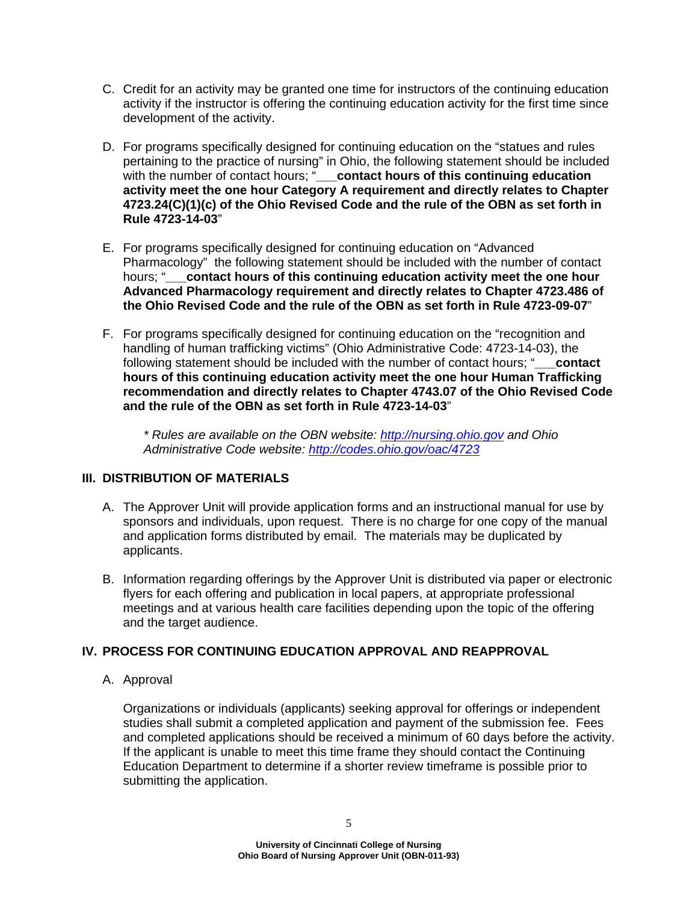C. Credit for an activity may be granted one time for instructors of the continuing education activity if the instructor is offering the continuing education activity for the first time since development of the activity.

D. For programs specifically designed for continuing education on the "statues and rules pertaining to the practice of nursing" in Ohio, the following statement should be included with the number of contact hours; "___**contact hours of this continuing education activity meet the one hour Category A requirement and directly relates to Chapter 4723.24(C)(1)(c) of the Ohio Revised Code and the rule of the OBN as set forth in Rule 4723-14-03**"

E. For programs specifically designed for continuing education on "Advanced Pharmacology" the following statement should be included with the number of contact hours; "___**contact hours of this continuing education activity meet the one hour Advanced Pharmacology requirement and directly relates to Chapter 4723.486 of the Ohio Revised Code and the rule of the OBN as set forth in Rule 4723-09-07**"

F. For programs specifically designed for continuing education on the "recognition and handling of human trafficking victims" (Ohio Administrative Code: 4723-14-03), the following statement should be included with the number of contact hours; "___**contact hours of this continuing education activity meet the one hour Human Trafficking recommendation and directly relates to Chapter 4743.07 of the Ohio Revised Code and the rule of the OBN as set forth in Rule 4723-14-03**"

*\* Rules are available on the OBN website: http://nursing.ohio.gov and Ohio Administrative Code website: http://codes.ohio.gov/oac/4723*

## III. DISTRIBUTION OF MATERIALS

A. The Approver Unit will provide application forms and an instructional manual for use by sponsors and individuals, upon request. There is no charge for one copy of the manual and application forms distributed by email. The materials may be duplicated by applicants.

B. Information regarding offerings by the Approver Unit is distributed via paper or electronic flyers for each offering and publication in local papers, at appropriate professional meetings and at various health care facilities depending upon the topic of the offering and the target audience.

## IV. PROCESS FOR CONTINUING EDUCATION APPROVAL AND REAPPROVAL

A. Approval

Organizations or individuals (applicants) seeking approval for offerings or independent studies shall submit a completed application and payment of the submission fee. Fees and completed applications should be received a minimum of 60 days before the activity. If the applicant is unable to meet this time frame they should contact the Continuing Education Department to determine if a shorter review timeframe is possible prior to submitting the application.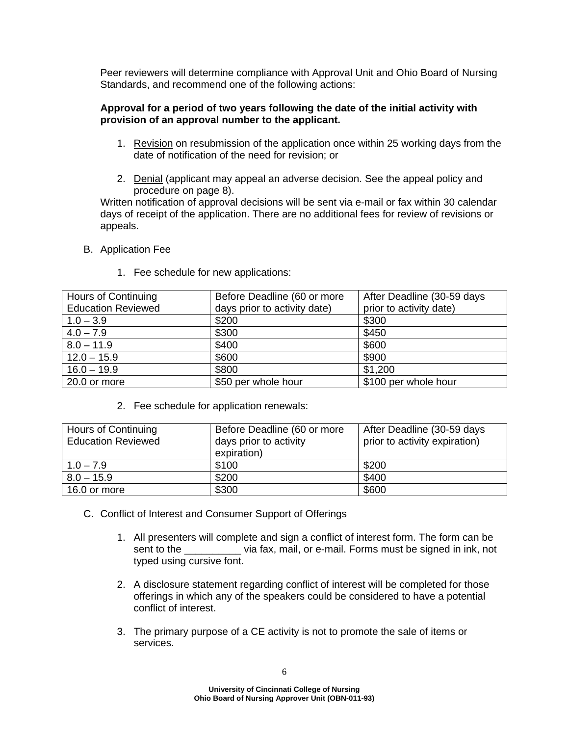Peer reviewers will determine compliance with Approval Unit and Ohio Board of Nursing Standards, and recommend one of the following actions:

**Approval for a period of two years following the date of the initial activity with provision of an approval number to the applicant.**

1. Revision on resubmission of the application once within 25 working days from the date of notification of the need for revision; or

2. Denial (applicant may appeal an adverse decision. See the appeal policy and procedure on page 8).

Written notification of approval decisions will be sent via e-mail or fax within 30 calendar days of receipt of the application. There are no additional fees for review of revisions or appeals.

B. Application Fee

1. Fee schedule for new applications:

| Hours of Continuing Education Reviewed | Before Deadline (60 or more days prior to activity date) | After Deadline (30-59 days prior to activity date) |
|---|---|---|
| 1.0 – 3.9 | $200 | $300 |
| 4.0 – 7.9 | $300 | $450 |
| 8.0 – 11.9 | $400 | $600 |
| 12.0 – 15.9 | $600 | $900 |
| 16.0 – 19.9 | $800 | $1,200 |
| 20.0 or more | $50 per whole hour | $100 per whole hour |

2. Fee schedule for application renewals:

| Hours of Continuing Education Reviewed | Before Deadline (60 or more days prior to activity expiration) | After Deadline (30-59 days prior to activity expiration) |
|---|---|---|
| 1.0 – 7.9 | $100 | $200 |
| 8.0 – 15.9 | $200 | $400 |
| 16.0 or more | $300 | $600 |

C. Conflict of Interest and Consumer Support of Offerings

1. All presenters will complete and sign a conflict of interest form. The form can be sent to the __________ via fax, mail, or e-mail. Forms must be signed in ink, not typed using cursive font.

2. A disclosure statement regarding conflict of interest will be completed for those offerings in which any of the speakers could be considered to have a potential conflict of interest.

3. The primary purpose of a CE activity is not to promote the sale of items or services.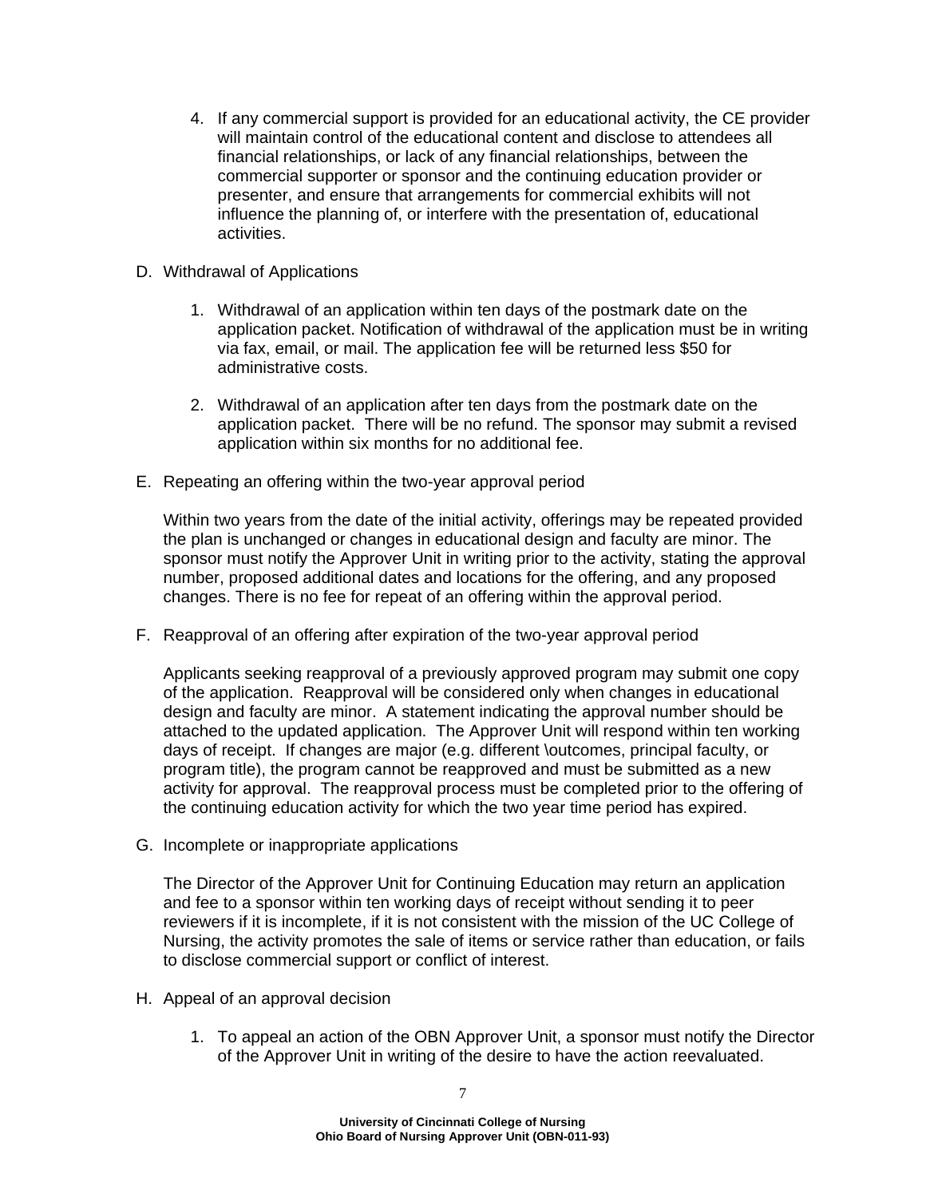4. If any commercial support is provided for an educational activity, the CE provider will maintain control of the educational content and disclose to attendees all financial relationships, or lack of any financial relationships, between the commercial supporter or sponsor and the continuing education provider or presenter, and ensure that arrangements for commercial exhibits will not influence the planning of, or interfere with the presentation of, educational activities.

D. Withdrawal of Applications

   1. Withdrawal of an application within ten days of the postmark date on the application packet. Notification of withdrawal of the application must be in writing via fax, email, or mail. The application fee will be returned less $50 for administrative costs.

   2. Withdrawal of an application after ten days from the postmark date on the application packet. There will be no refund. The sponsor may submit a revised application within six months for no additional fee.

E. Repeating an offering within the two-year approval period

   Within two years from the date of the initial activity, offerings may be repeated provided the plan is unchanged or changes in educational design and faculty are minor. The sponsor must notify the Approver Unit in writing prior to the activity, stating the approval number, proposed additional dates and locations for the offering, and any proposed changes. There is no fee for repeat of an offering within the approval period.

F. Reapproval of an offering after expiration of the two-year approval period

   Applicants seeking reapproval of a previously approved program may submit one copy of the application. Reapproval will be considered only when changes in educational design and faculty are minor. A statement indicating the approval number should be attached to the updated application. The Approver Unit will respond within ten working days of receipt. If changes are major (e.g. different \outcomes, principal faculty, or program title), the program cannot be reapproved and must be submitted as a new activity for approval. The reapproval process must be completed prior to the offering of the continuing education activity for which the two year time period has expired.

G. Incomplete or inappropriate applications

   The Director of the Approver Unit for Continuing Education may return an application and fee to a sponsor within ten working days of receipt without sending it to peer reviewers if it is incomplete, if it is not consistent with the mission of the UC College of Nursing, the activity promotes the sale of items or service rather than education, or fails to disclose commercial support or conflict of interest.

H. Appeal of an approval decision

   1. To appeal an action of the OBN Approver Unit, a sponsor must notify the Director of the Approver Unit in writing of the desire to have the action reevaluated.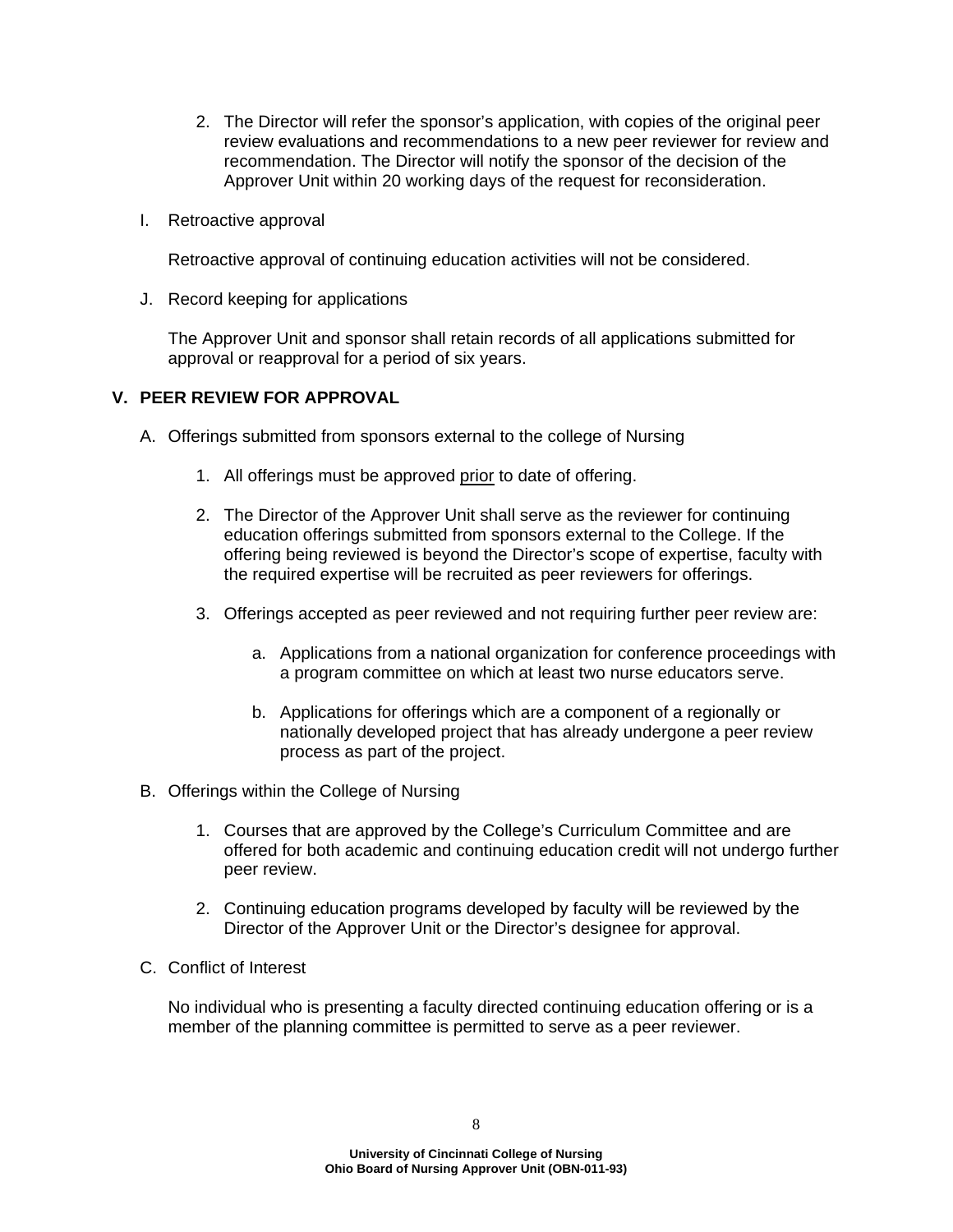2. The Director will refer the sponsor's application, with copies of the original peer review evaluations and recommendations to a new peer reviewer for review and recommendation. The Director will notify the sponsor of the decision of the Approver Unit within 20 working days of the request for reconsideration.

I. Retroactive approval

   Retroactive approval of continuing education activities will not be considered.

J. Record keeping for applications

   The Approver Unit and sponsor shall retain records of all applications submitted for approval or reapproval for a period of six years.

## V. PEER REVIEW FOR APPROVAL

A. Offerings submitted from sponsors external to the college of Nursing

   1. All offerings must be approved <u>prior</u> to date of offering.

   2. The Director of the Approver Unit shall serve as the reviewer for continuing education offerings submitted from sponsors external to the College. If the offering being reviewed is beyond the Director's scope of expertise, faculty with the required expertise will be recruited as peer reviewers for offerings.

   3. Offerings accepted as peer reviewed and not requiring further peer review are:

      a. Applications from a national organization for conference proceedings with a program committee on which at least two nurse educators serve.

      b. Applications for offerings which are a component of a regionally or nationally developed project that has already undergone a peer review process as part of the project.

B. Offerings within the College of Nursing

   1. Courses that are approved by the College's Curriculum Committee and are offered for both academic and continuing education credit will not undergo further peer review.

   2. Continuing education programs developed by faculty will be reviewed by the Director of the Approver Unit or the Director's designee for approval.

C. Conflict of Interest

   No individual who is presenting a faculty directed continuing education offering or is a member of the planning committee is permitted to serve as a peer reviewer.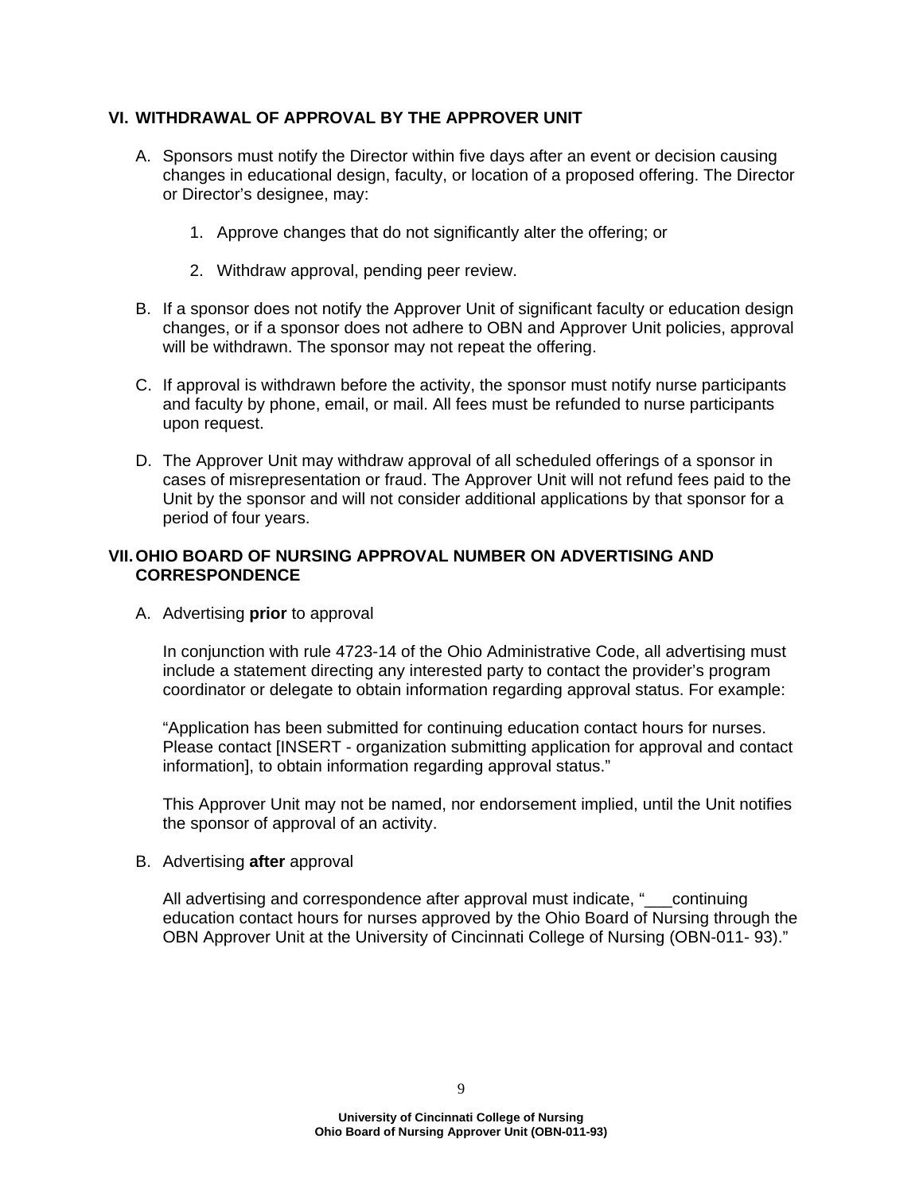## VI. WITHDRAWAL OF APPROVAL BY THE APPROVER UNIT

A. Sponsors must notify the Director within five days after an event or decision causing changes in educational design, faculty, or location of a proposed offering. The Director or Director's designee, may:

   1. Approve changes that do not significantly alter the offering; or

   2. Withdraw approval, pending peer review.

B. If a sponsor does not notify the Approver Unit of significant faculty or education design changes, or if a sponsor does not adhere to OBN and Approver Unit policies, approval will be withdrawn. The sponsor may not repeat the offering.

C. If approval is withdrawn before the activity, the sponsor must notify nurse participants and faculty by phone, email, or mail. All fees must be refunded to nurse participants upon request.

D. The Approver Unit may withdraw approval of all scheduled offerings of a sponsor in cases of misrepresentation or fraud. The Approver Unit will not refund fees paid to the Unit by the sponsor and will not consider additional applications by that sponsor for a period of four years.

## VII. OHIO BOARD OF NURSING APPROVAL NUMBER ON ADVERTISING AND CORRESPONDENCE

A. Advertising **prior** to approval

   In conjunction with rule 4723-14 of the Ohio Administrative Code, all advertising must include a statement directing any interested party to contact the provider's program coordinator or delegate to obtain information regarding approval status. For example:

   "Application has been submitted for continuing education contact hours for nurses. Please contact [INSERT - organization submitting application for approval and contact information], to obtain information regarding approval status."

   This Approver Unit may not be named, nor endorsement implied, until the Unit notifies the sponsor of approval of an activity.

B. Advertising **after** approval

   All advertising and correspondence after approval must indicate, "___continuing education contact hours for nurses approved by the Ohio Board of Nursing through the OBN Approver Unit at the University of Cincinnati College of Nursing (OBN-011- 93)."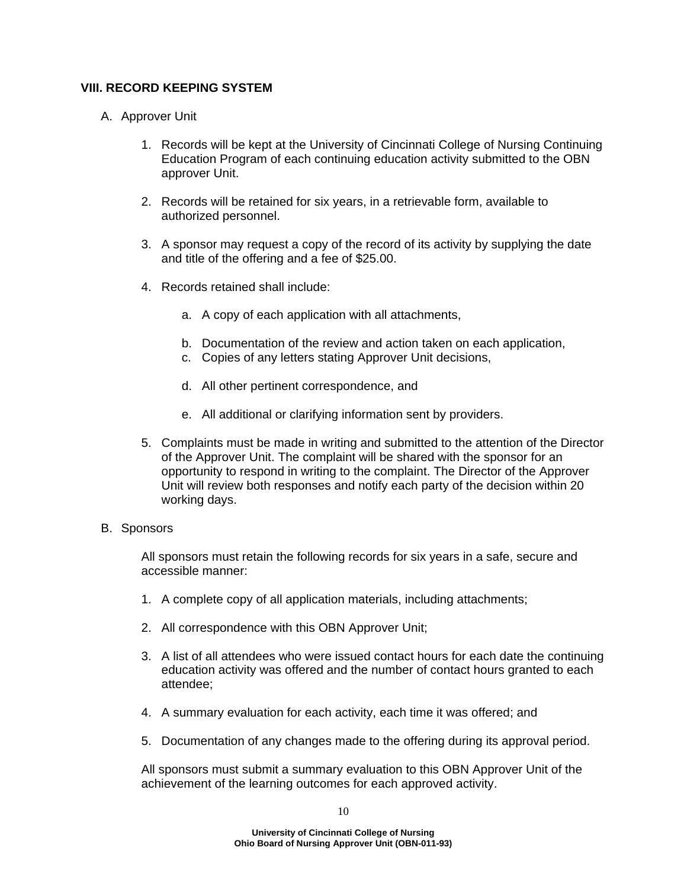## VIII. RECORD KEEPING SYSTEM

A. Approver Unit

1. Records will be kept at the University of Cincinnati College of Nursing Continuing Education Program of each continuing education activity submitted to the OBN approver Unit.

2. Records will be retained for six years, in a retrievable form, available to authorized personnel.

3. A sponsor may request a copy of the record of its activity by supplying the date and title of the offering and a fee of $25.00.

4. Records retained shall include:

   a. A copy of each application with all attachments,

   b. Documentation of the review and action taken on each application,
   c. Copies of any letters stating Approver Unit decisions,

   d. All other pertinent correspondence, and

   e. All additional or clarifying information sent by providers.

5. Complaints must be made in writing and submitted to the attention of the Director of the Approver Unit. The complaint will be shared with the sponsor for an opportunity to respond in writing to the complaint. The Director of the Approver Unit will review both responses and notify each party of the decision within 20 working days.

B. Sponsors

All sponsors must retain the following records for six years in a safe, secure and accessible manner:

1. A complete copy of all application materials, including attachments;

2. All correspondence with this OBN Approver Unit;

3. A list of all attendees who were issued contact hours for each date the continuing education activity was offered and the number of contact hours granted to each attendee;

4. A summary evaluation for each activity, each time it was offered; and

5. Documentation of any changes made to the offering during its approval period.

All sponsors must submit a summary evaluation to this OBN Approver Unit of the achievement of the learning outcomes for each approved activity.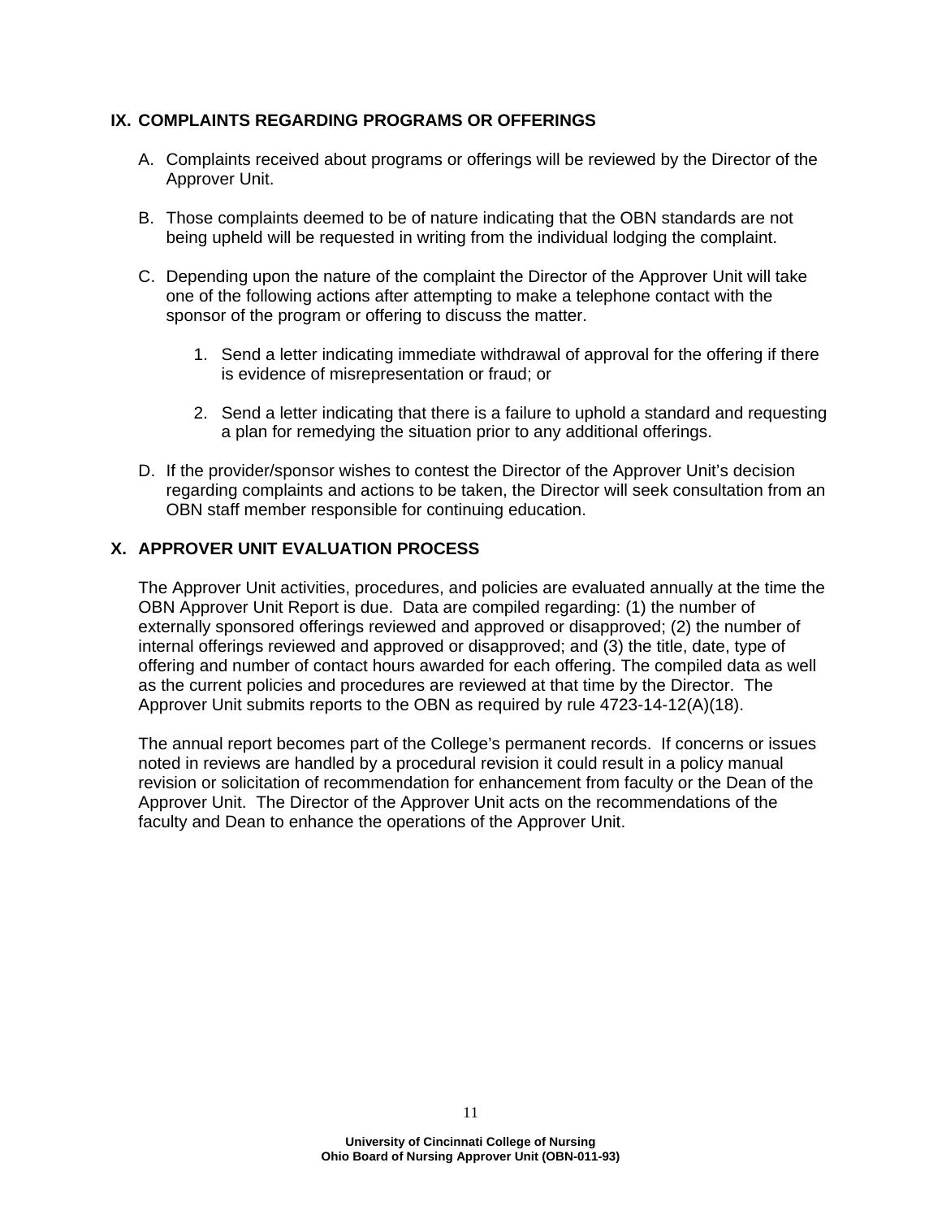## IX. COMPLAINTS REGARDING PROGRAMS OR OFFERINGS

A. Complaints received about programs or offerings will be reviewed by the Director of the Approver Unit.

B. Those complaints deemed to be of nature indicating that the OBN standards are not being upheld will be requested in writing from the individual lodging the complaint.

C. Depending upon the nature of the complaint the Director of the Approver Unit will take one of the following actions after attempting to make a telephone contact with the sponsor of the program or offering to discuss the matter.

   1. Send a letter indicating immediate withdrawal of approval for the offering if there is evidence of misrepresentation or fraud; or

   2. Send a letter indicating that there is a failure to uphold a standard and requesting a plan for remedying the situation prior to any additional offerings.

D. If the provider/sponsor wishes to contest the Director of the Approver Unit's decision regarding complaints and actions to be taken, the Director will seek consultation from an OBN staff member responsible for continuing education.

## X. APPROVER UNIT EVALUATION PROCESS

The Approver Unit activities, procedures, and policies are evaluated annually at the time the OBN Approver Unit Report is due. Data are compiled regarding: (1) the number of externally sponsored offerings reviewed and approved or disapproved; (2) the number of internal offerings reviewed and approved or disapproved; and (3) the title, date, type of offering and number of contact hours awarded for each offering. The compiled data as well as the current policies and procedures are reviewed at that time by the Director. The Approver Unit submits reports to the OBN as required by rule 4723-14-12(A)(18).

The annual report becomes part of the College's permanent records. If concerns or issues noted in reviews are handled by a procedural revision it could result in a policy manual revision or solicitation of recommendation for enhancement from faculty or the Dean of the Approver Unit. The Director of the Approver Unit acts on the recommendations of the faculty and Dean to enhance the operations of the Approver Unit.